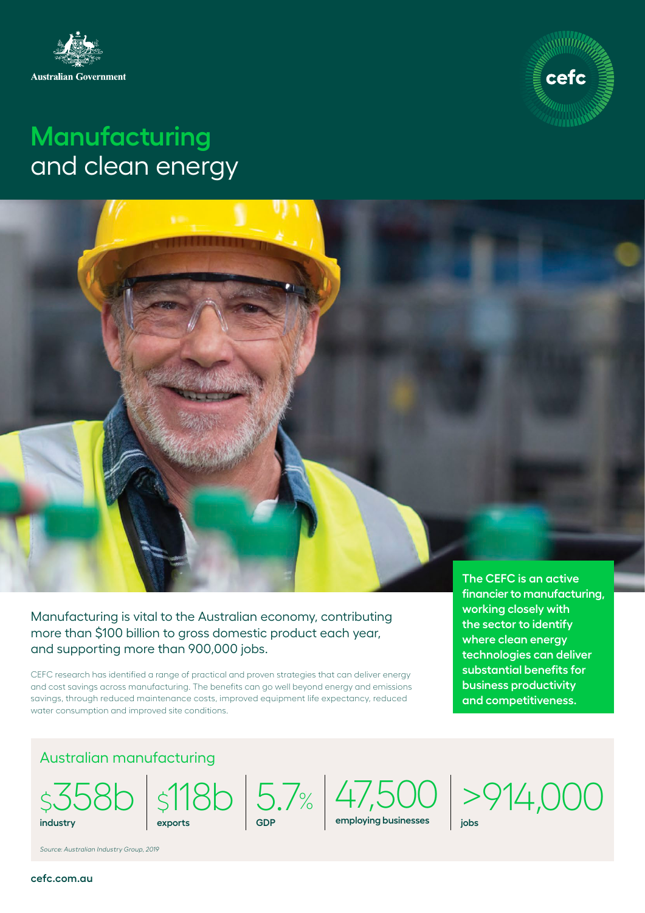Australian Government

cefc

# Manufacturing and clean energy

Manufacturing is vital to the Australian economy, contributing more than $100 billion to gross domestic product each year, and supporting more than 900,000 jobs.

CEFC research has identified a range of practical and proven strategies that can deliver energy and cost savings across manufacturing. The benefits can go well beyond energy and emissions savings, through reduced maintenance costs, improved equipment life expectancy, reduced water consumption and improved site conditions.

**The CEFC is an active financier to manufacturing, working closely with the sector to identify where clean energy technologies can deliver substantial benefits for business productivity and competitiveness.**

## Australian manufacturing

| $358b | $118b | 5.7% | 47,500 | >914,000 |
|---|---|---|---|---|
| **industry** | **exports** | **GDP** | **employing businesses** | **jobs** |

*Source: Australian Industry Group, 2019*

**cefc.com.au**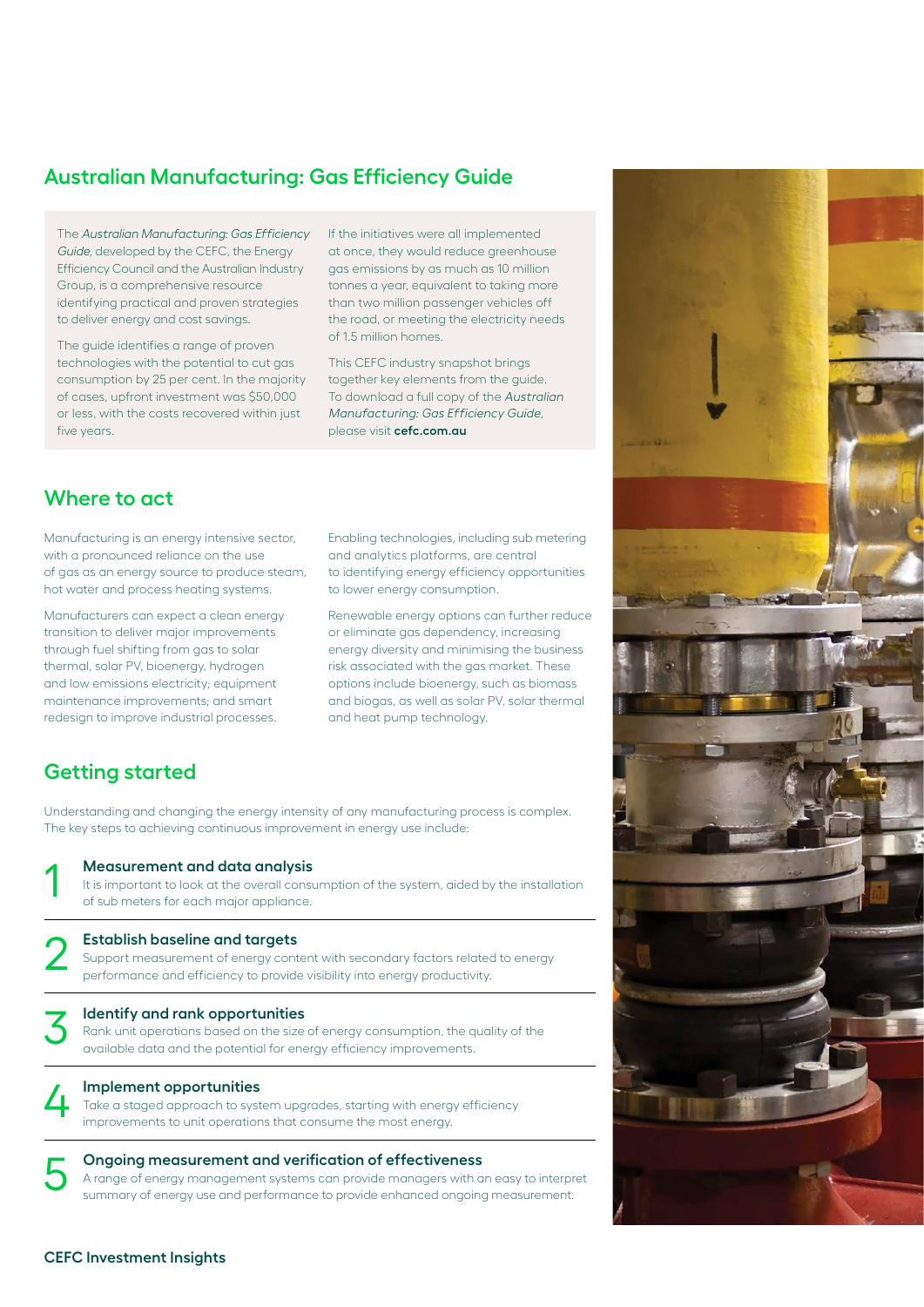## Australian Manufacturing: Gas Efficiency Guide

The *Australian Manufacturing: Gas Efficiency Guide*, developed by the CEFC, the Energy Efficiency Council and the Australian Industry Group, is a comprehensive resource identifying practical and proven strategies to deliver energy and cost savings.

The guide identifies a range of proven technologies with the potential to cut gas consumption by 25 per cent. In the majority of cases, upfront investment was $50,000 or less, with the costs recovered within just five years.

If the initiatives were all implemented at once, they would reduce greenhouse gas emissions by as much as 10 million tonnes a year, equivalent to taking more than two million passenger vehicles off the road, or meeting the electricity needs of 1.5 million homes.

This CEFC industry snapshot brings together key elements from the guide. To download a full copy of the *Australian Manufacturing: Gas Efficiency Guide*, please visit **cefc.com.au**

## Where to act

Manufacturing is an energy intensive sector, with a pronounced reliance on the use of gas as an energy source to produce steam, hot water and process heating systems.

Manufacturers can expect a clean energy transition to deliver major improvements through fuel shifting from gas to solar thermal, solar PV, bioenergy, hydrogen and low emissions electricity; equipment maintenance improvements; and smart redesign to improve industrial processes.

Enabling technologies, including sub metering and analytics platforms, are central to identifying energy efficiency opportunities to lower energy consumption.

Renewable energy options can further reduce or eliminate gas dependency, increasing energy diversity and minimising the business risk associated with the gas market. These options include bioenergy, such as biomass and biogas, as well as solar PV, solar thermal and heat pump technology.

## Getting started

Understanding and changing the energy intensity of any manufacturing process is complex. The key steps to achieving continuous improvement in energy use include:

1. **Measurement and data analysis**
   It is important to look at the overall consumption of the system, aided by the installation of sub meters for each major appliance.

2. **Establish baseline and targets**
   Support measurement of energy content with secondary factors related to energy performance and efficiency to provide visibility into energy productivity.

3. **Identify and rank opportunities**
   Rank unit operations based on the size of energy consumption, the quality of the available data and the potential for energy efficiency improvements.

4. **Implement opportunities**
   Take a staged approach to system upgrades, starting with energy efficiency improvements to unit operations that consume the most energy.

5. **Ongoing measurement and verification of effectiveness**
   A range of energy management systems can provide managers with an easy to interpret summary of energy use and performance to provide enhanced ongoing measurement.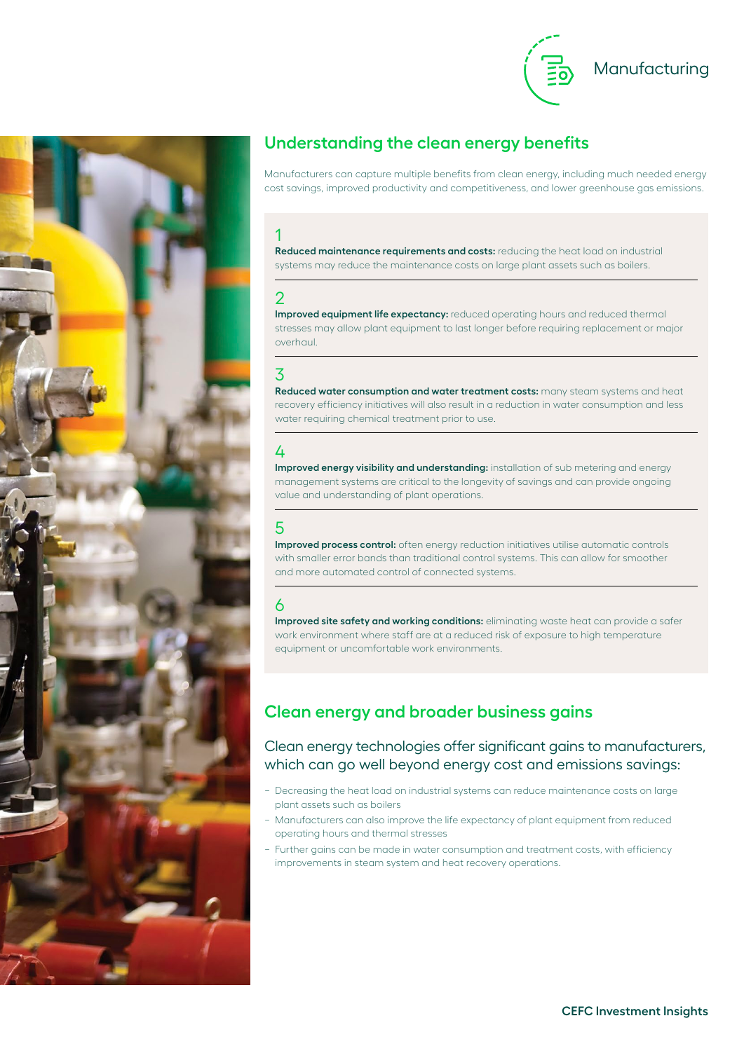Manufacturing

## Understanding the clean energy benefits

Manufacturers can capture multiple benefits from clean energy, including much needed energy cost savings, improved productivity and competitiveness, and lower greenhouse gas emissions.

1
**Reduced maintenance requirements and costs:** reducing the heat load on industrial systems may reduce the maintenance costs on large plant assets such as boilers.

2
**Improved equipment life expectancy:** reduced operating hours and reduced thermal stresses may allow plant equipment to last longer before requiring replacement or major overhaul.

3
**Reduced water consumption and water treatment costs:** many steam systems and heat recovery efficiency initiatives will also result in a reduction in water consumption and less water requiring chemical treatment prior to use.

4
**Improved energy visibility and understanding:** installation of sub metering and energy management systems are critical to the longevity of savings and can provide ongoing value and understanding of plant operations.

5
**Improved process control:** often energy reduction initiatives utilise automatic controls with smaller error bands than traditional control systems. This can allow for smoother and more automated control of connected systems.

6
**Improved site safety and working conditions:** eliminating waste heat can provide a safer work environment where staff are at a reduced risk of exposure to high temperature equipment or uncomfortable work environments.

## Clean energy and broader business gains

### Clean energy technologies offer significant gains to manufacturers, which can go well beyond energy cost and emissions savings:

- Decreasing the heat load on industrial systems can reduce maintenance costs on large plant assets such as boilers
- Manufacturers can also improve the life expectancy of plant equipment from reduced operating hours and thermal stresses
- Further gains can be made in water consumption and treatment costs, with efficiency improvements in steam system and heat recovery operations.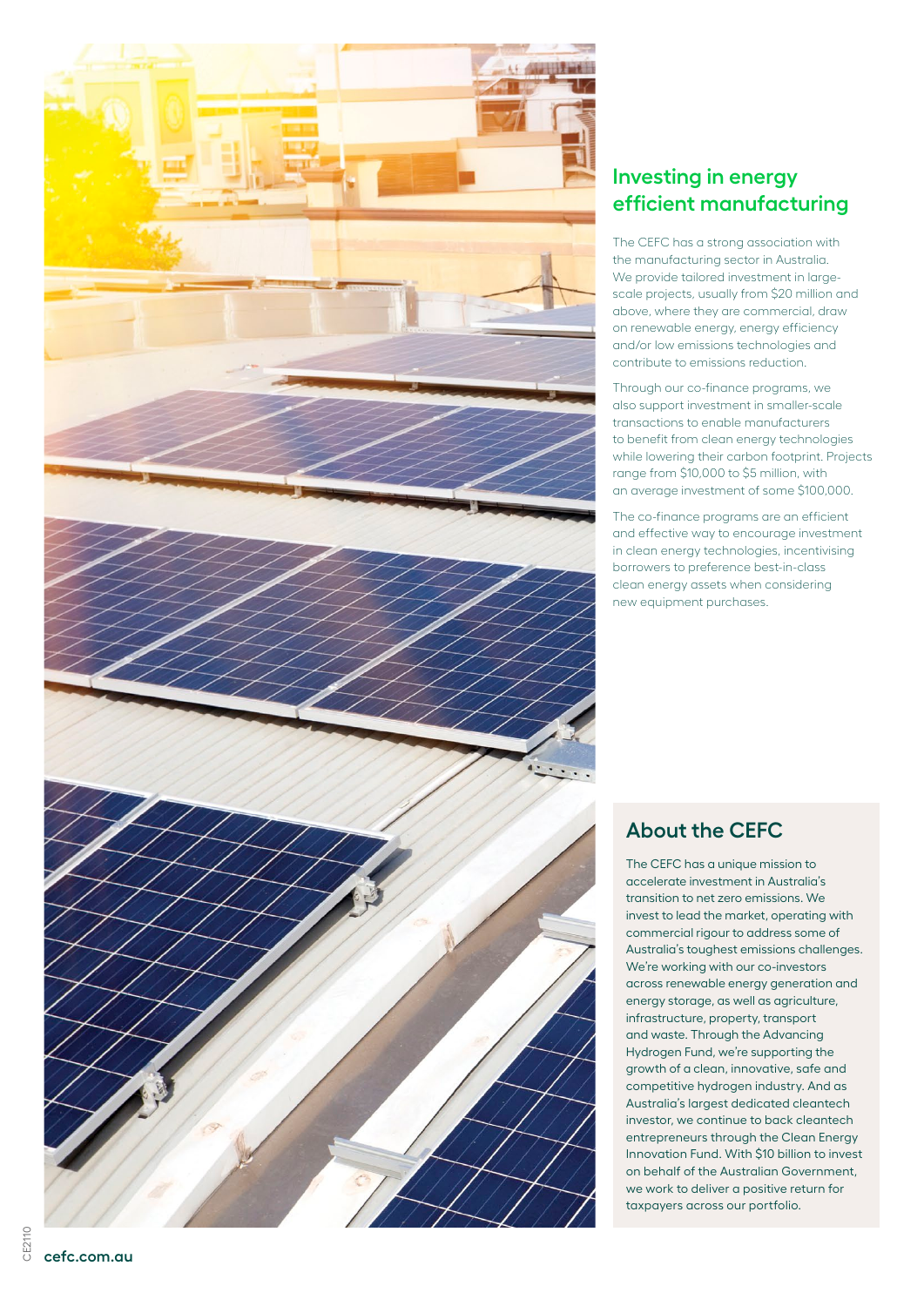## Investing in energy efficient manufacturing

The CEFC has a strong association with the manufacturing sector in Australia. We provide tailored investment in large-scale projects, usually from $20 million and above, where they are commercial, draw on renewable energy, energy efficiency and/or low emissions technologies and contribute to emissions reduction.

Through our co-finance programs, we also support investment in smaller-scale transactions to enable manufacturers to benefit from clean energy technologies while lowering their carbon footprint. Projects range from $10,000 to $5 million, with an average investment of some $100,000.

The co-finance programs are an efficient and effective way to encourage investment in clean energy technologies, incentivising borrowers to preference best-in-class clean energy assets when considering new equipment purchases.

## About the CEFC

The CEFC has a unique mission to accelerate investment in Australia's transition to net zero emissions. We invest to lead the market, operating with commercial rigour to address some of Australia's toughest emissions challenges. We're working with our co-investors across renewable energy generation and energy storage, as well as agriculture, infrastructure, property, transport and waste. Through the Advancing Hydrogen Fund, we're supporting the growth of a clean, innovative, safe and competitive hydrogen industry. And as Australia's largest dedicated cleantech investor, we continue to back cleantech entrepreneurs through the Clean Energy Innovation Fund. With $10 billion to invest on behalf of the Australian Government, we work to deliver a positive return for taxpayers across our portfolio.

CE2110

**cefc.com.au**